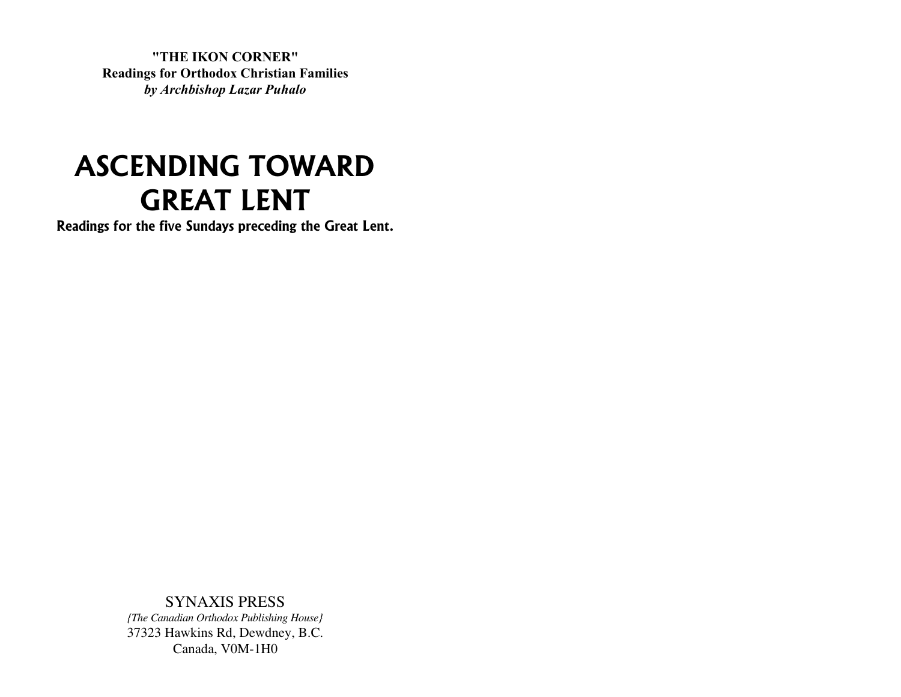**"THE IKON CORNER"**
**Readings for Orthodox Christian Families**
***by Archbishop Lazar Puhalo***

# ASCENDING TOWARD GREAT LENT

**Readings for the five Sundays preceding the Great Lent.**

SYNAXIS PRESS
*{The Canadian Orthodox Publishing House}*
37323 Hawkins Rd, Dewdney, B.C.
Canada, V0M-1H0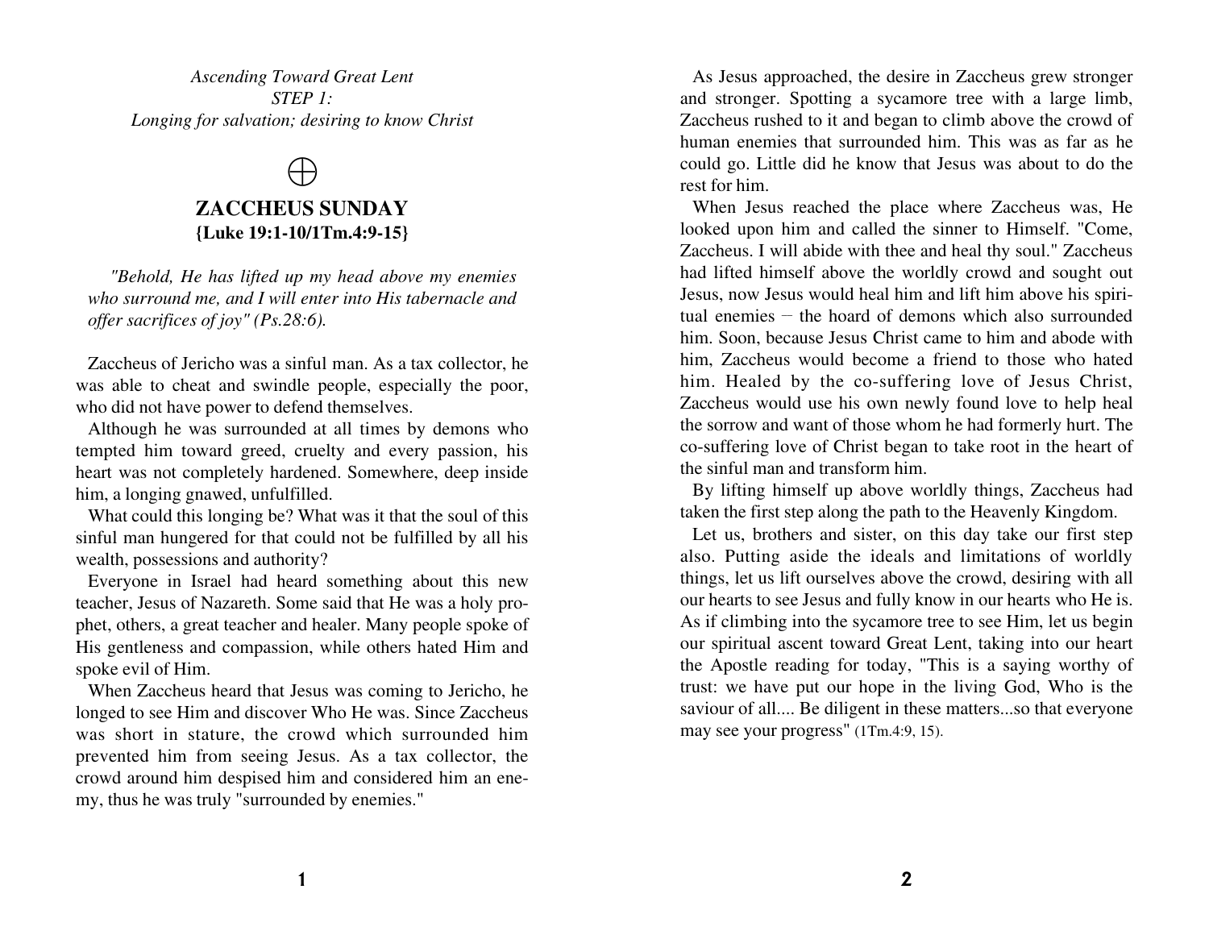*Ascending Toward Great Lent*
*STEP 1:*
*Longing for salvation; desiring to know Christ*

⨁

## ZACCHEUS SUNDAY
**{Luke 19:1-10/1Tm.4:9-15}**

*"Behold, He has lifted up my head above my enemies who surround me, and I will enter into His tabernacle and offer sacrifices of joy" (Ps.28:6).*

Zaccheus of Jericho was a sinful man. As a tax collector, he was able to cheat and swindle people, especially the poor, who did not have power to defend themselves.

Although he was surrounded at all times by demons who tempted him toward greed, cruelty and every passion, his heart was not completely hardened. Somewhere, deep inside him, a longing gnawed, unfulfilled.

What could this longing be? What was it that the soul of this sinful man hungered for that could not be fulfilled by all his wealth, possessions and authority?

Everyone in Israel had heard something about this new teacher, Jesus of Nazareth. Some said that He was a holy prophet, others, a great teacher and healer. Many people spoke of His gentleness and compassion, while others hated Him and spoke evil of Him.

When Zaccheus heard that Jesus was coming to Jericho, he longed to see Him and discover Who He was. Since Zaccheus was short in stature, the crowd which surrounded him prevented him from seeing Jesus. As a tax collector, the crowd around him despised him and considered him an enemy, thus he was truly "surrounded by enemies."

As Jesus approached, the desire in Zaccheus grew stronger and stronger. Spotting a sycamore tree with a large limb, Zaccheus rushed to it and began to climb above the crowd of human enemies that surrounded him. This was as far as he could go. Little did he know that Jesus was about to do the rest for him.

When Jesus reached the place where Zaccheus was, He looked upon him and called the sinner to Himself. "Come, Zaccheus. I will abide with thee and heal thy soul." Zaccheus had lifted himself above the worldly crowd and sought out Jesus, now Jesus would heal him and lift him above his spiritual enemies — the hoard of demons which also surrounded him. Soon, because Jesus Christ came to him and abode with him, Zaccheus would become a friend to those who hated him. Healed by the co-suffering love of Jesus Christ, Zaccheus would use his own newly found love to help heal the sorrow and want of those whom he had formerly hurt. The co-suffering love of Christ began to take root in the heart of the sinful man and transform him.

By lifting himself up above worldly things, Zaccheus had taken the first step along the path to the Heavenly Kingdom.

Let us, brothers and sister, on this day take our first step also. Putting aside the ideals and limitations of worldly things, let us lift ourselves above the crowd, desiring with all our hearts to see Jesus and fully know in our hearts who He is. As if climbing into the sycamore tree to see Him, let us begin our spiritual ascent toward Great Lent, taking into our heart the Apostle reading for today, "This is a saying worthy of trust: we have put our hope in the living God, Who is the saviour of all.... Be diligent in these matters...so that everyone may see your progress" (1Tm.4:9, 15).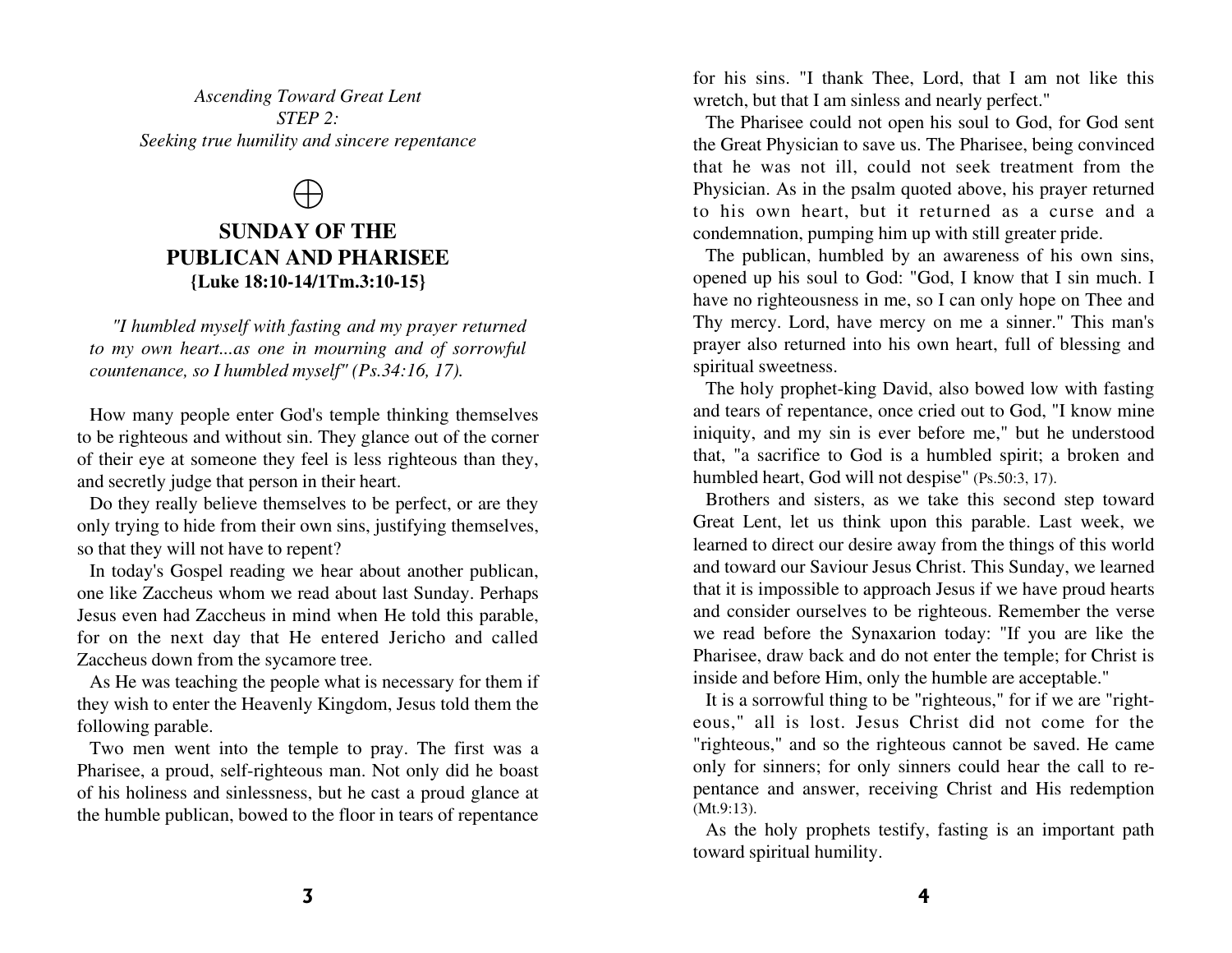*Ascending Toward Great Lent*
*STEP 2:*
*Seeking true humility and sincere repentance*

⨁

# SUNDAY OF THE PUBLICAN AND PHARISEE
**{Luke 18:10-14/1Tm.3:10-15}**

*"I humbled myself with fasting and my prayer returned to my own heart...as one in mourning and of sorrowful countenance, so I humbled myself" (Ps.34:16, 17).*

How many people enter God's temple thinking themselves to be righteous and without sin. They glance out of the corner of their eye at someone they feel is less righteous than they, and secretly judge that person in their heart.

Do they really believe themselves to be perfect, or are they only trying to hide from their own sins, justifying themselves, so that they will not have to repent?

In today's Gospel reading we hear about another publican, one like Zaccheus whom we read about last Sunday. Perhaps Jesus even had Zaccheus in mind when He told this parable, for on the next day that He entered Jericho and called Zaccheus down from the sycamore tree.

As He was teaching the people what is necessary for them if they wish to enter the Heavenly Kingdom, Jesus told them the following parable.

Two men went into the temple to pray. The first was a Pharisee, a proud, self-righteous man. Not only did he boast of his holiness and sinlessness, but he cast a proud glance at the humble publican, bowed to the floor in tears of repentance for his sins. "I thank Thee, Lord, that I am not like this wretch, but that I am sinless and nearly perfect."

The Pharisee could not open his soul to God, for God sent the Great Physician to save us. The Pharisee, being convinced that he was not ill, could not seek treatment from the Physician. As in the psalm quoted above, his prayer returned to his own heart, but it returned as a curse and a condemnation, pumping him up with still greater pride.

The publican, humbled by an awareness of his own sins, opened up his soul to God: "God, I know that I sin much. I have no righteousness in me, so I can only hope on Thee and Thy mercy. Lord, have mercy on me a sinner." This man's prayer also returned into his own heart, full of blessing and spiritual sweetness.

The holy prophet-king David, also bowed low with fasting and tears of repentance, once cried out to God, "I know mine iniquity, and my sin is ever before me," but he understood that, "a sacrifice to God is a humbled spirit; a broken and humbled heart, God will not despise" (Ps.50:3, 17).

Brothers and sisters, as we take this second step toward Great Lent, let us think upon this parable. Last week, we learned to direct our desire away from the things of this world and toward our Saviour Jesus Christ. This Sunday, we learned that it is impossible to approach Jesus if we have proud hearts and consider ourselves to be righteous. Remember the verse we read before the Synaxarion today: "If you are like the Pharisee, draw back and do not enter the temple; for Christ is inside and before Him, only the humble are acceptable."

It is a sorrowful thing to be "righteous," for if we are "righteous," all is lost. Jesus Christ did not come for the "righteous," and so the righteous cannot be saved. He came only for sinners; for only sinners could hear the call to repentance and answer, receiving Christ and His redemption (Mt.9:13).

As the holy prophets testify, fasting is an important path toward spiritual humility.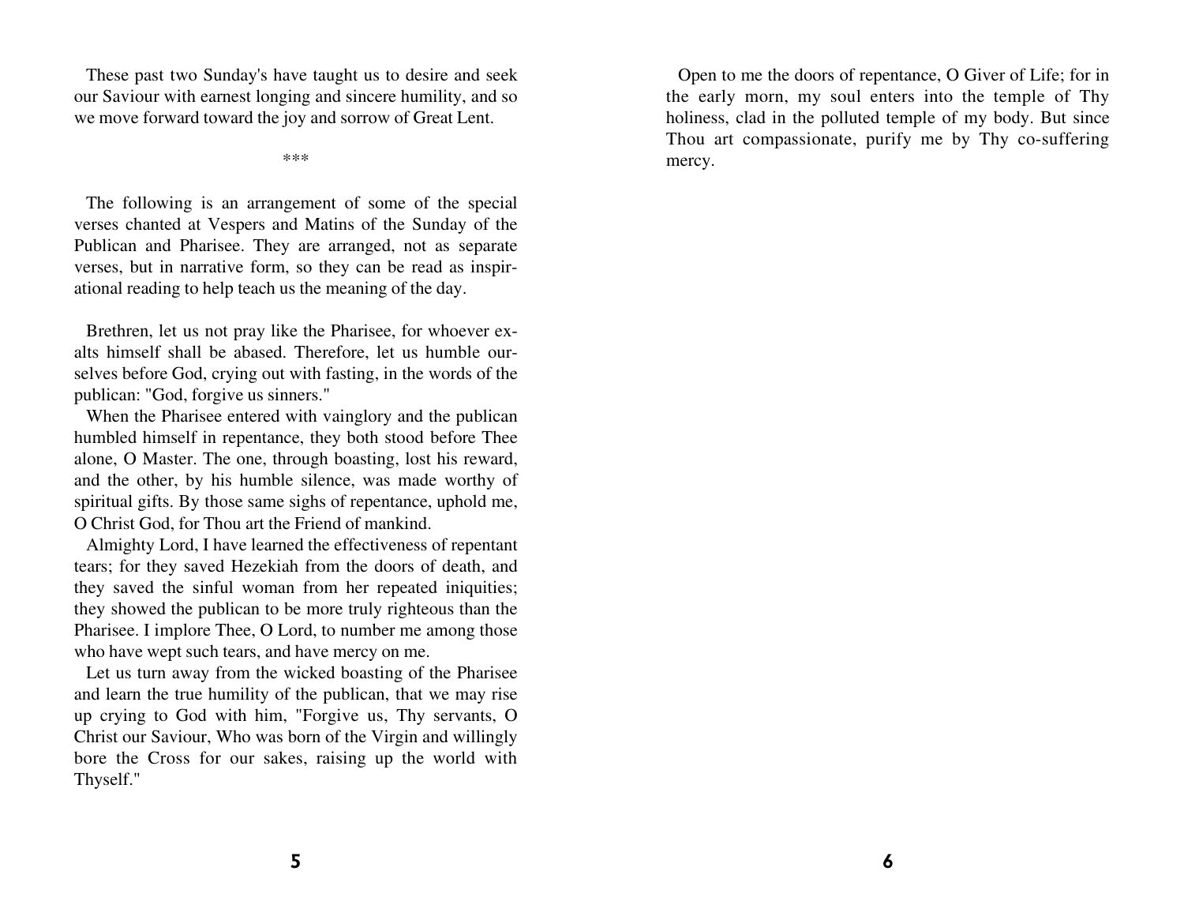These past two Sunday's have taught us to desire and seek our Saviour with earnest longing and sincere humility, and so we move forward toward the joy and sorrow of Great Lent.

***

The following is an arrangement of some of the special verses chanted at Vespers and Matins of the Sunday of the Publican and Pharisee. They are arranged, not as separate verses, but in narrative form, so they can be read as inspirational reading to help teach us the meaning of the day.

Brethren, let us not pray like the Pharisee, for whoever exalts himself shall be abased. Therefore, let us humble ourselves before God, crying out with fasting, in the words of the publican: "God, forgive us sinners."

When the Pharisee entered with vainglory and the publican humbled himself in repentance, they both stood before Thee alone, O Master. The one, through boasting, lost his reward, and the other, by his humble silence, was made worthy of spiritual gifts. By those same sighs of repentance, uphold me, O Christ God, for Thou art the Friend of mankind.

Almighty Lord, I have learned the effectiveness of repentant tears; for they saved Hezekiah from the doors of death, and they saved the sinful woman from her repeated iniquities; they showed the publican to be more truly righteous than the Pharisee. I implore Thee, O Lord, to number me among those who have wept such tears, and have mercy on me.

Let us turn away from the wicked boasting of the Pharisee and learn the true humility of the publican, that we may rise up crying to God with him, "Forgive us, Thy servants, O Christ our Saviour, Who was born of the Virgin and willingly bore the Cross for our sakes, raising up the world with Thyself."

Open to me the doors of repentance, O Giver of Life; for in the early morn, my soul enters into the temple of Thy holiness, clad in the polluted temple of my body. But since Thou art compassionate, purify me by Thy co-suffering mercy.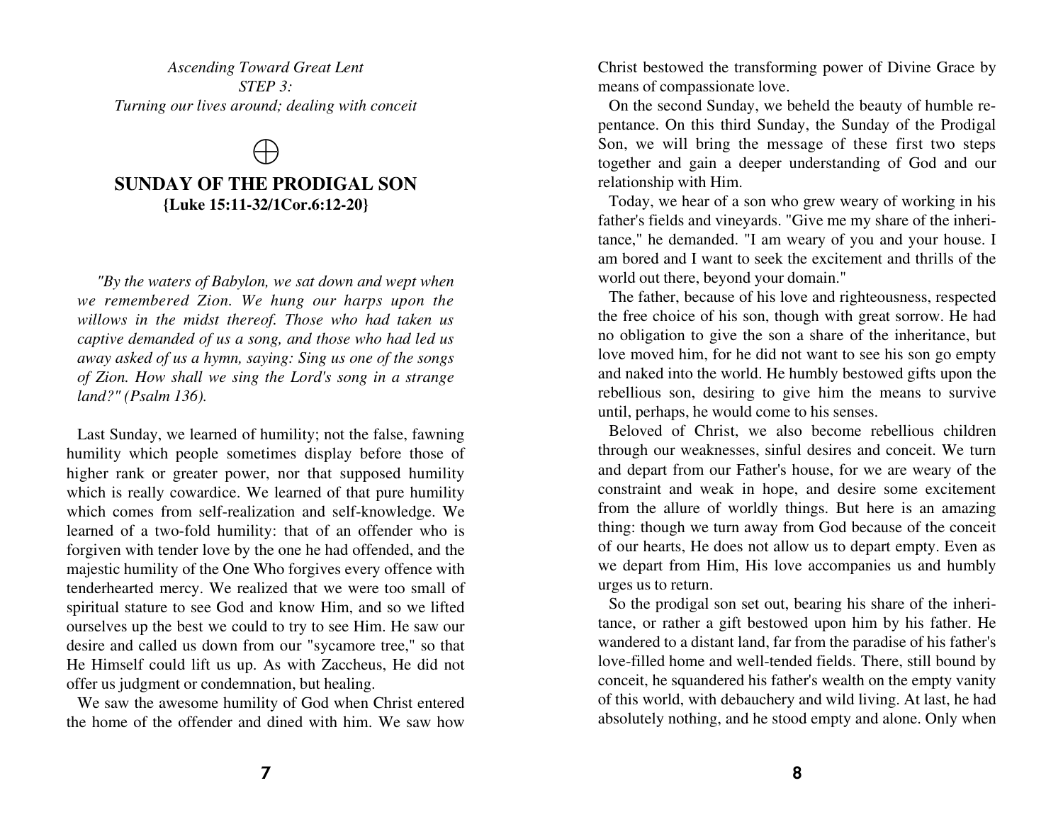*Ascending Toward Great Lent*
*STEP 3:*
*Turning our lives around; dealing with conceit*

⨁

## SUNDAY OF THE PRODIGAL SON

**{Luke 15:11-32/1Cor.6:12-20}**

*"By the waters of Babylon, we sat down and wept when we remembered Zion. We hung our harps upon the willows in the midst thereof. Those who had taken us captive demanded of us a song, and those who had led us away asked of us a hymn, saying: Sing us one of the songs of Zion. How shall we sing the Lord's song in a strange land?" (Psalm 136).*

Last Sunday, we learned of humility; not the false, fawning humility which people sometimes display before those of higher rank or greater power, nor that supposed humility which is really cowardice. We learned of that pure humility which comes from self-realization and self-knowledge. We learned of a two-fold humility: that of an offender who is forgiven with tender love by the one he had offended, and the majestic humility of the One Who forgives every offence with tenderhearted mercy. We realized that we were too small of spiritual stature to see God and know Him, and so we lifted ourselves up the best we could to try to see Him. He saw our desire and called us down from our "sycamore tree," so that He Himself could lift us up. As with Zaccheus, He did not offer us judgment or condemnation, but healing.

We saw the awesome humility of God when Christ entered the home of the offender and dined with him. We saw how Christ bestowed the transforming power of Divine Grace by means of compassionate love.

On the second Sunday, we beheld the beauty of humble repentance. On this third Sunday, the Sunday of the Prodigal Son, we will bring the message of these first two steps together and gain a deeper understanding of God and our relationship with Him.

Today, we hear of a son who grew weary of working in his father's fields and vineyards. "Give me my share of the inheritance," he demanded. "I am weary of you and your house. I am bored and I want to seek the excitement and thrills of the world out there, beyond your domain."

The father, because of his love and righteousness, respected the free choice of his son, though with great sorrow. He had no obligation to give the son a share of the inheritance, but love moved him, for he did not want to see his son go empty and naked into the world. He humbly bestowed gifts upon the rebellious son, desiring to give him the means to survive until, perhaps, he would come to his senses.

Beloved of Christ, we also become rebellious children through our weaknesses, sinful desires and conceit. We turn and depart from our Father's house, for we are weary of the constraint and weak in hope, and desire some excitement from the allure of worldly things. But here is an amazing thing: though we turn away from God because of the conceit of our hearts, He does not allow us to depart empty. Even as we depart from Him, His love accompanies us and humbly urges us to return.

So the prodigal son set out, bearing his share of the inheritance, or rather a gift bestowed upon him by his father. He wandered to a distant land, far from the paradise of his father's love-filled home and well-tended fields. There, still bound by conceit, he squandered his father's wealth on the empty vanity of this world, with debauchery and wild living. At last, he had absolutely nothing, and he stood empty and alone. Only when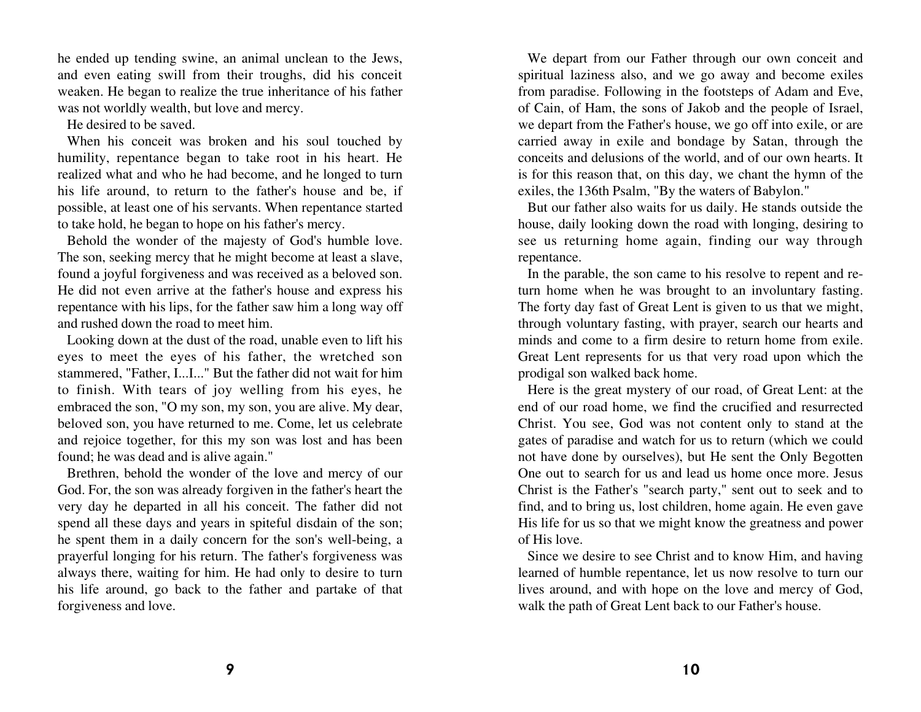he ended up tending swine, an animal unclean to the Jews, and even eating swill from their troughs, did his conceit weaken. He began to realize the true inheritance of his father was not worldly wealth, but love and mercy.

He desired to be saved.

When his conceit was broken and his soul touched by humility, repentance began to take root in his heart. He realized what and who he had become, and he longed to turn his life around, to return to the father's house and be, if possible, at least one of his servants. When repentance started to take hold, he began to hope on his father's mercy.

Behold the wonder of the majesty of God's humble love. The son, seeking mercy that he might become at least a slave, found a joyful forgiveness and was received as a beloved son. He did not even arrive at the father's house and express his repentance with his lips, for the father saw him a long way off and rushed down the road to meet him.

Looking down at the dust of the road, unable even to lift his eyes to meet the eyes of his father, the wretched son stammered, "Father, I...I..." But the father did not wait for him to finish. With tears of joy welling from his eyes, he embraced the son, "O my son, my son, you are alive. My dear, beloved son, you have returned to me. Come, let us celebrate and rejoice together, for this my son was lost and has been found; he was dead and is alive again."

Brethren, behold the wonder of the love and mercy of our God. For, the son was already forgiven in the father's heart the very day he departed in all his conceit. The father did not spend all these days and years in spiteful disdain of the son; he spent them in a daily concern for the son's well-being, a prayerful longing for his return. The father's forgiveness was always there, waiting for him. He had only to desire to turn his life around, go back to the father and partake of that forgiveness and love.

We depart from our Father through our own conceit and spiritual laziness also, and we go away and become exiles from paradise. Following in the footsteps of Adam and Eve, of Cain, of Ham, the sons of Jakob and the people of Israel, we depart from the Father's house, we go off into exile, or are carried away in exile and bondage by Satan, through the conceits and delusions of the world, and of our own hearts. It is for this reason that, on this day, we chant the hymn of the exiles, the 136th Psalm, "By the waters of Babylon."

But our father also waits for us daily. He stands outside the house, daily looking down the road with longing, desiring to see us returning home again, finding our way through repentance.

In the parable, the son came to his resolve to repent and return home when he was brought to an involuntary fasting. The forty day fast of Great Lent is given to us that we might, through voluntary fasting, with prayer, search our hearts and minds and come to a firm desire to return home from exile. Great Lent represents for us that very road upon which the prodigal son walked back home.

Here is the great mystery of our road, of Great Lent: at the end of our road home, we find the crucified and resurrected Christ. You see, God was not content only to stand at the gates of paradise and watch for us to return (which we could not have done by ourselves), but He sent the Only Begotten One out to search for us and lead us home once more. Jesus Christ is the Father's "search party," sent out to seek and to find, and to bring us, lost children, home again. He even gave His life for us so that we might know the greatness and power of His love.

Since we desire to see Christ and to know Him, and having learned of humble repentance, let us now resolve to turn our lives around, and with hope on the love and mercy of God, walk the path of Great Lent back to our Father's house.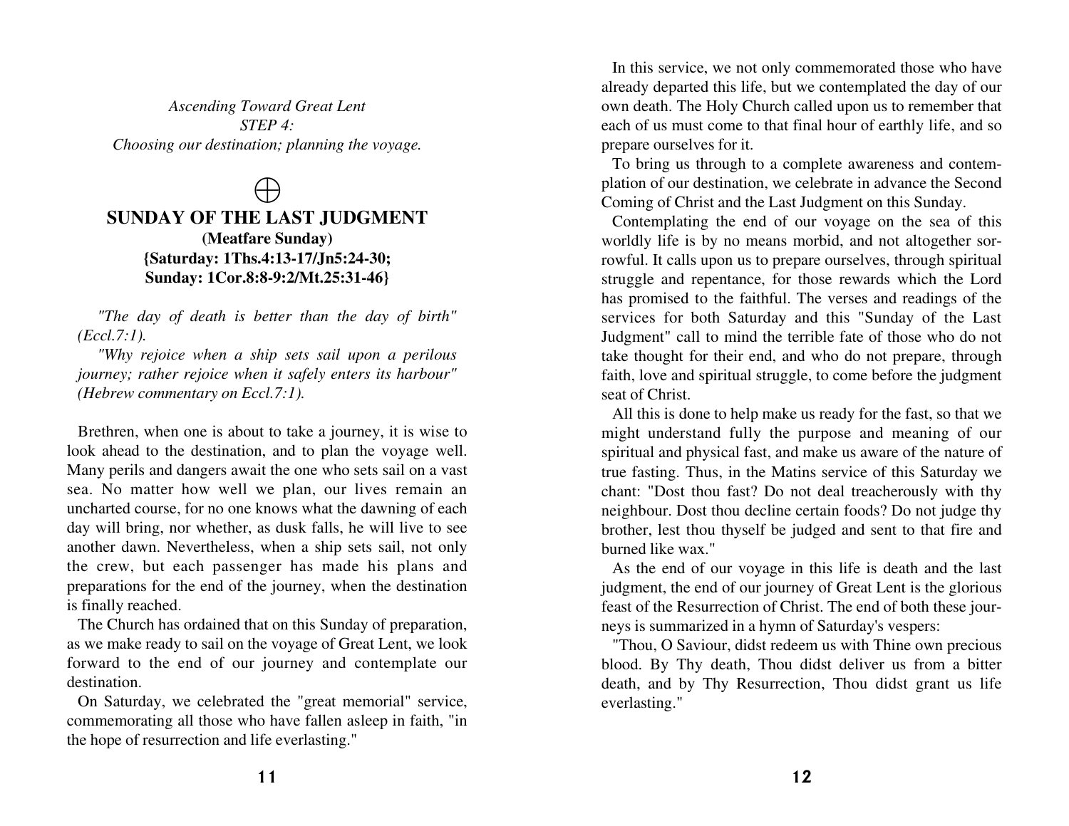*Ascending Toward Great Lent*
*STEP 4:*
*Choosing our destination; planning the voyage.*

⨁

## SUNDAY OF THE LAST JUDGMENT

**(Meatfare Sunday)**
**{Saturday: 1Ths.4:13-17/Jn5:24-30;**
**Sunday: 1Cor.8:8-9:2/Mt.25:31-46}**

*"The day of death is better than the day of birth" (Eccl.7:1).*

*"Why rejoice when a ship sets sail upon a perilous journey; rather rejoice when it safely enters its harbour" (Hebrew commentary on Eccl.7:1).*

Brethren, when one is about to take a journey, it is wise to look ahead to the destination, and to plan the voyage well. Many perils and dangers await the one who sets sail on a vast sea. No matter how well we plan, our lives remain an uncharted course, for no one knows what the dawning of each day will bring, nor whether, as dusk falls, he will live to see another dawn. Nevertheless, when a ship sets sail, not only the crew, but each passenger has made his plans and preparations for the end of the journey, when the destination is finally reached.

The Church has ordained that on this Sunday of preparation, as we make ready to sail on the voyage of Great Lent, we look forward to the end of our journey and contemplate our destination.

On Saturday, we celebrated the "great memorial" service, commemorating all those who have fallen asleep in faith, "in the hope of resurrection and life everlasting."

In this service, we not only commemorated those who have already departed this life, but we contemplated the day of our own death. The Holy Church called upon us to remember that each of us must come to that final hour of earthly life, and so prepare ourselves for it.

To bring us through to a complete awareness and contemplation of our destination, we celebrate in advance the Second Coming of Christ and the Last Judgment on this Sunday.

Contemplating the end of our voyage on the sea of this worldly life is by no means morbid, and not altogether sorrowful. It calls upon us to prepare ourselves, through spiritual struggle and repentance, for those rewards which the Lord has promised to the faithful. The verses and readings of the services for both Saturday and this "Sunday of the Last Judgment" call to mind the terrible fate of those who do not take thought for their end, and who do not prepare, through faith, love and spiritual struggle, to come before the judgment seat of Christ.

All this is done to help make us ready for the fast, so that we might understand fully the purpose and meaning of our spiritual and physical fast, and make us aware of the nature of true fasting. Thus, in the Matins service of this Saturday we chant: "Dost thou fast? Do not deal treacherously with thy neighbour. Dost thou decline certain foods? Do not judge thy brother, lest thou thyself be judged and sent to that fire and burned like wax."

As the end of our voyage in this life is death and the last judgment, the end of our journey of Great Lent is the glorious feast of the Resurrection of Christ. The end of both these journeys is summarized in a hymn of Saturday's vespers:

"Thou, O Saviour, didst redeem us with Thine own precious blood. By Thy death, Thou didst deliver us from a bitter death, and by Thy Resurrection, Thou didst grant us life everlasting."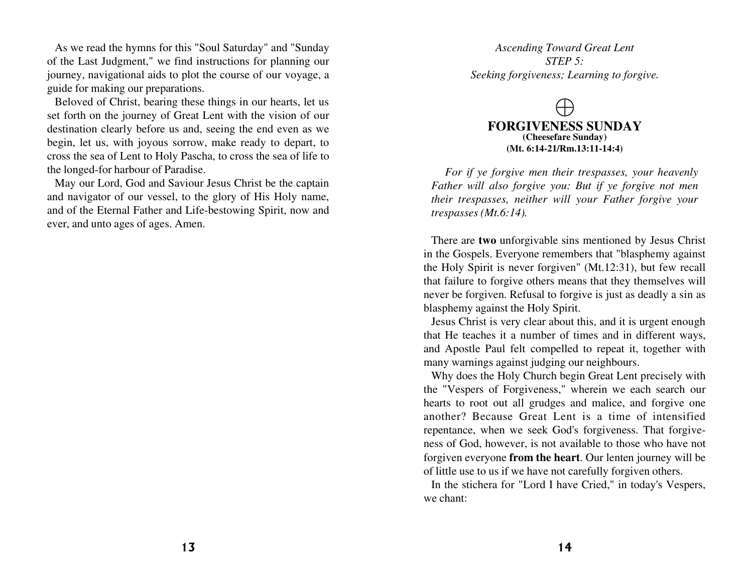As we read the hymns for this "Soul Saturday" and "Sunday of the Last Judgment," we find instructions for planning our journey, navigational aids to plot the course of our voyage, a guide for making our preparations.

Beloved of Christ, bearing these things in our hearts, let us set forth on the journey of Great Lent with the vision of our destination clearly before us and, seeing the end even as we begin, let us, with joyous sorrow, make ready to depart, to cross the sea of Lent to Holy Pascha, to cross the sea of life to the longed-for harbour of Paradise.

May our Lord, God and Saviour Jesus Christ be the captain and navigator of our vessel, to the glory of His Holy name, and of the Eternal Father and Life-bestowing Spirit, now and ever, and unto ages of ages. Amen.

*Ascending Toward Great Lent*
*STEP 5:*
*Seeking forgiveness; Learning to forgive.*

## FORGIVENESS SUNDAY

**(Cheesefare Sunday)**
**(Mt. 6:14-21/Rm.13:11-14:4)**

*For if ye forgive men their trespasses, your heavenly Father will also forgive you: But if ye forgive not men their trespasses, neither will your Father forgive your trespasses (Mt.6:14).*

There are **two** unforgivable sins mentioned by Jesus Christ in the Gospels. Everyone remembers that "blasphemy against the Holy Spirit is never forgiven" (Mt.12:31), but few recall that failure to forgive others means that they themselves will never be forgiven. Refusal to forgive is just as deadly a sin as blasphemy against the Holy Spirit.

Jesus Christ is very clear about this, and it is urgent enough that He teaches it a number of times and in different ways, and Apostle Paul felt compelled to repeat it, together with many warnings against judging our neighbours.

Why does the Holy Church begin Great Lent precisely with the "Vespers of Forgiveness," wherein we each search our hearts to root out all grudges and malice, and forgive one another? Because Great Lent is a time of intensified repentance, when we seek God's forgiveness. That forgiveness of God, however, is not available to those who have not forgiven everyone **from the heart**. Our lenten journey will be of little use to us if we have not carefully forgiven others.

In the stichera for "Lord I have Cried," in today's Vespers, we chant: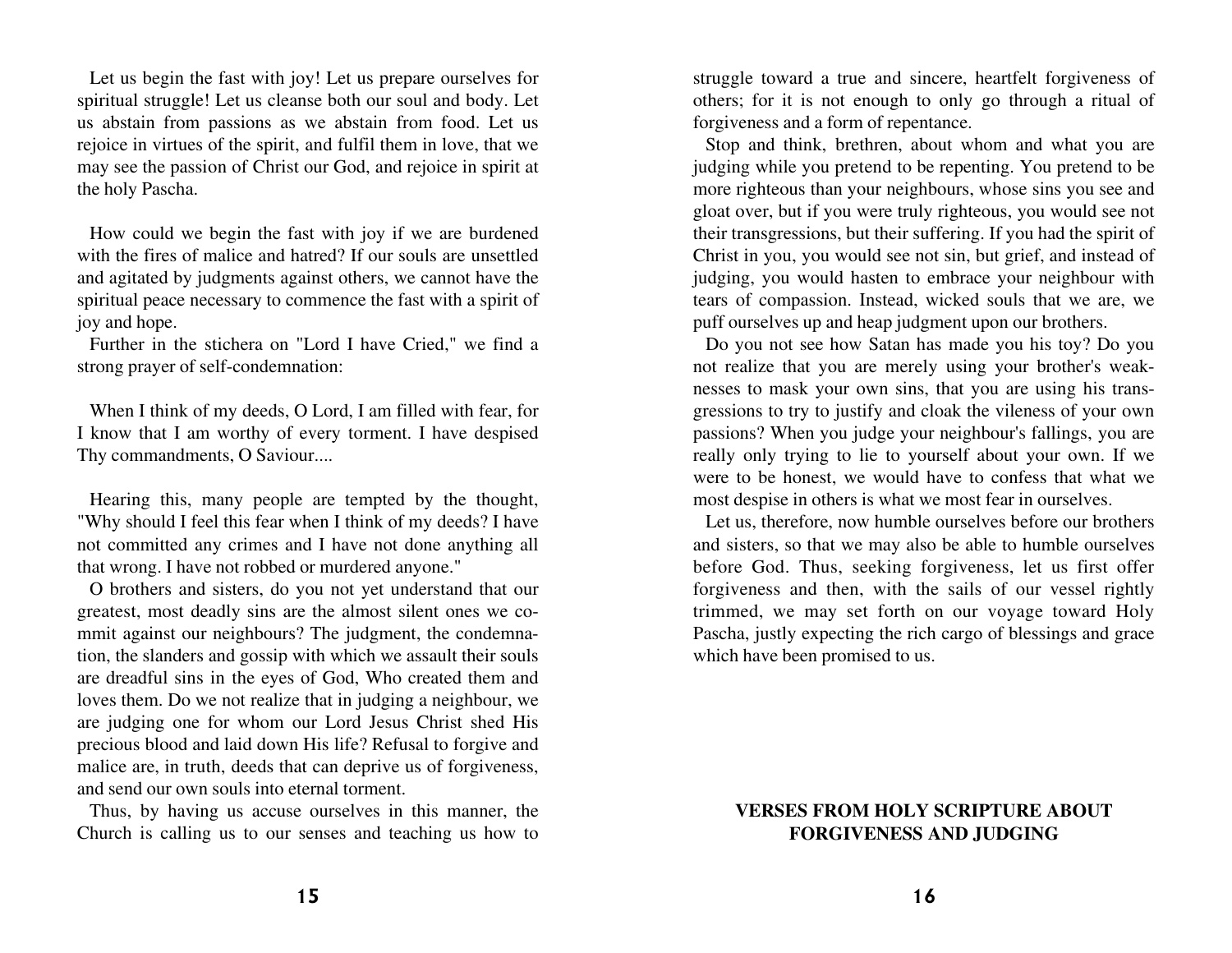Let us begin the fast with joy! Let us prepare ourselves for spiritual struggle! Let us cleanse both our soul and body. Let us abstain from passions as we abstain from food. Let us rejoice in virtues of the spirit, and fulfil them in love, that we may see the passion of Christ our God, and rejoice in spirit at the holy Pascha.

How could we begin the fast with joy if we are burdened with the fires of malice and hatred? If our souls are unsettled and agitated by judgments against others, we cannot have the spiritual peace necessary to commence the fast with a spirit of joy and hope.

Further in the stichera on "Lord I have Cried," we find a strong prayer of self-condemnation:

When I think of my deeds, O Lord, I am filled with fear, for I know that I am worthy of every torment. I have despised Thy commandments, O Saviour....

Hearing this, many people are tempted by the thought, "Why should I feel this fear when I think of my deeds? I have not committed any crimes and I have not done anything all that wrong. I have not robbed or murdered anyone."

O brothers and sisters, do you not yet understand that our greatest, most deadly sins are the almost silent ones we commit against our neighbours? The judgment, the condemnation, the slanders and gossip with which we assault their souls are dreadful sins in the eyes of God, Who created them and loves them. Do we not realize that in judging a neighbour, we are judging one for whom our Lord Jesus Christ shed His precious blood and laid down His life? Refusal to forgive and malice are, in truth, deeds that can deprive us of forgiveness, and send our own souls into eternal torment.

Thus, by having us accuse ourselves in this manner, the Church is calling us to our senses and teaching us how to struggle toward a true and sincere, heartfelt forgiveness of others; for it is not enough to only go through a ritual of forgiveness and a form of repentance.

Stop and think, brethren, about whom and what you are judging while you pretend to be repenting. You pretend to be more righteous than your neighbours, whose sins you see and gloat over, but if you were truly righteous, you would see not their transgressions, but their suffering. If you had the spirit of Christ in you, you would see not sin, but grief, and instead of judging, you would hasten to embrace your neighbour with tears of compassion. Instead, wicked souls that we are, we puff ourselves up and heap judgment upon our brothers.

Do you not see how Satan has made you his toy? Do you not realize that you are merely using your brother's weaknesses to mask your own sins, that you are using his transgressions to try to justify and cloak the vileness of your own passions? When you judge your neighbour's fallings, you are really only trying to lie to yourself about your own. If we were to be honest, we would have to confess that what we most despise in others is what we most fear in ourselves.

Let us, therefore, now humble ourselves before our brothers and sisters, so that we may also be able to humble ourselves before God. Thus, seeking forgiveness, let us first offer forgiveness and then, with the sails of our vessel rightly trimmed, we may set forth on our voyage toward Holy Pascha, justly expecting the rich cargo of blessings and grace which have been promised to us.

## VERSES FROM HOLY SCRIPTURE ABOUT FORGIVENESS AND JUDGING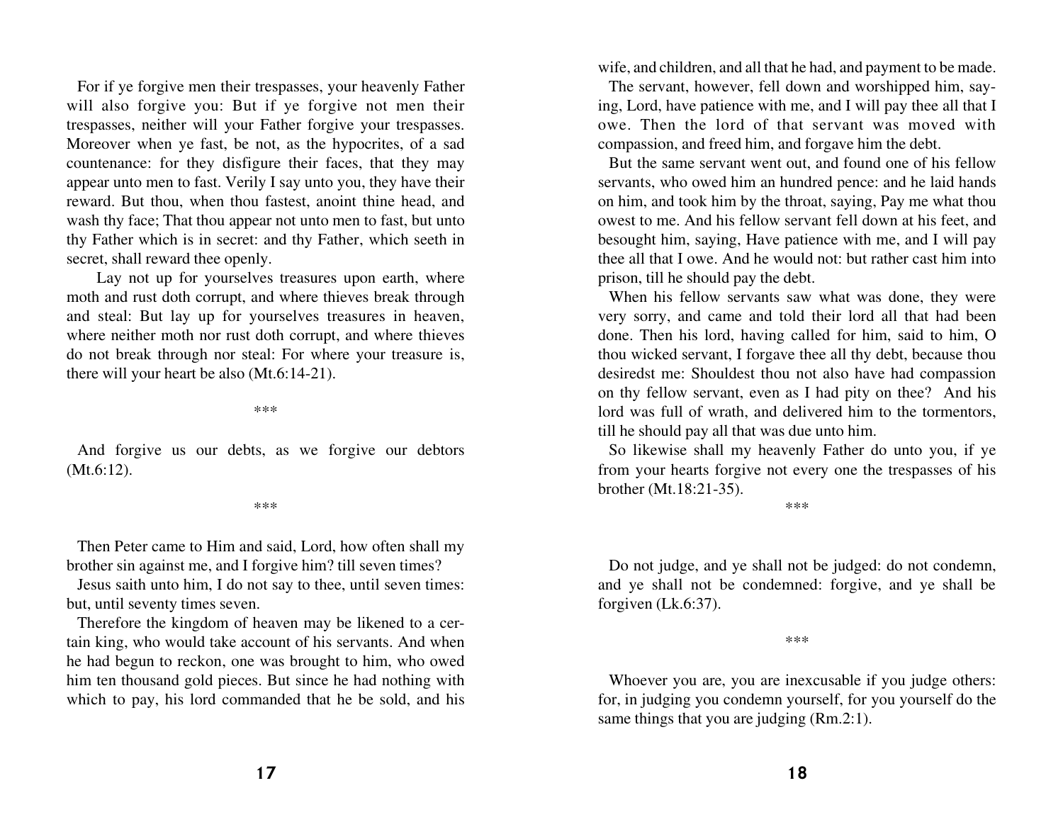For if ye forgive men their trespasses, your heavenly Father will also forgive you: But if ye forgive not men their trespasses, neither will your Father forgive your trespasses. Moreover when ye fast, be not, as the hypocrites, of a sad countenance: for they disfigure their faces, that they may appear unto men to fast. Verily I say unto you, they have their reward. But thou, when thou fastest, anoint thine head, and wash thy face; That thou appear not unto men to fast, but unto thy Father which is in secret: and thy Father, which seeth in secret, shall reward thee openly.

Lay not up for yourselves treasures upon earth, where moth and rust doth corrupt, and where thieves break through and steal: But lay up for yourselves treasures in heaven, where neither moth nor rust doth corrupt, and where thieves do not break through nor steal: For where your treasure is, there will your heart be also (Mt.6:14-21).

\*\*\*

And forgive us our debts, as we forgive our debtors (Mt.6:12).

\*\*\*

Then Peter came to Him and said, Lord, how often shall my brother sin against me, and I forgive him? till seven times?

Jesus saith unto him, I do not say to thee, until seven times: but, until seventy times seven.

Therefore the kingdom of heaven may be likened to a certain king, who would take account of his servants. And when he had begun to reckon, one was brought to him, who owed him ten thousand gold pieces. But since he had nothing with which to pay, his lord commanded that he be sold, and his wife, and children, and all that he had, and payment to be made.

The servant, however, fell down and worshipped him, saying, Lord, have patience with me, and I will pay thee all that I owe. Then the lord of that servant was moved with compassion, and freed him, and forgave him the debt.

But the same servant went out, and found one of his fellow servants, who owed him an hundred pence: and he laid hands on him, and took him by the throat, saying, Pay me what thou owest to me. And his fellow servant fell down at his feet, and besought him, saying, Have patience with me, and I will pay thee all that I owe. And he would not: but rather cast him into prison, till he should pay the debt.

When his fellow servants saw what was done, they were very sorry, and came and told their lord all that had been done. Then his lord, having called for him, said to him, O thou wicked servant, I forgave thee all thy debt, because thou desiredst me: Shouldest thou not also have had compassion on thy fellow servant, even as I had pity on thee? And his lord was full of wrath, and delivered him to the tormentors, till he should pay all that was due unto him.

So likewise shall my heavenly Father do unto you, if ye from your hearts forgive not every one the trespasses of his brother (Mt.18:21-35).

\*\*\*

Do not judge, and ye shall not be judged: do not condemn, and ye shall not be condemned: forgive, and ye shall be forgiven (Lk.6:37).

\*\*\*

Whoever you are, you are inexcusable if you judge others: for, in judging you condemn yourself, for you yourself do the same things that you are judging (Rm.2:1).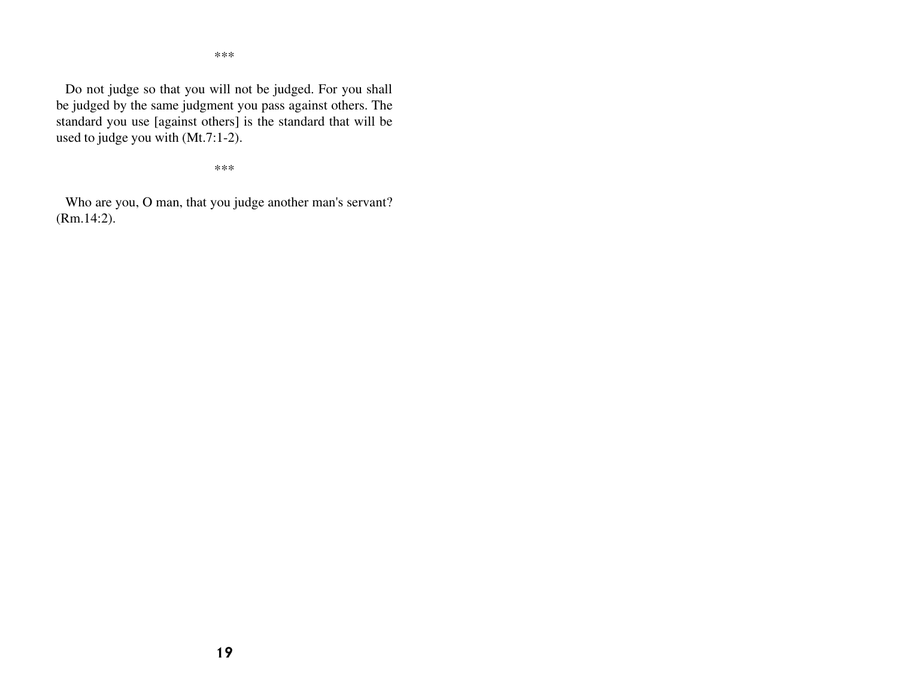***

Do not judge so that you will not be judged. For you shall be judged by the same judgment you pass against others. The standard you use [against others] is the standard that will be used to judge you with (Mt.7:1-2).

***

Who are you, O man, that you judge another man's servant? (Rm.14:2).